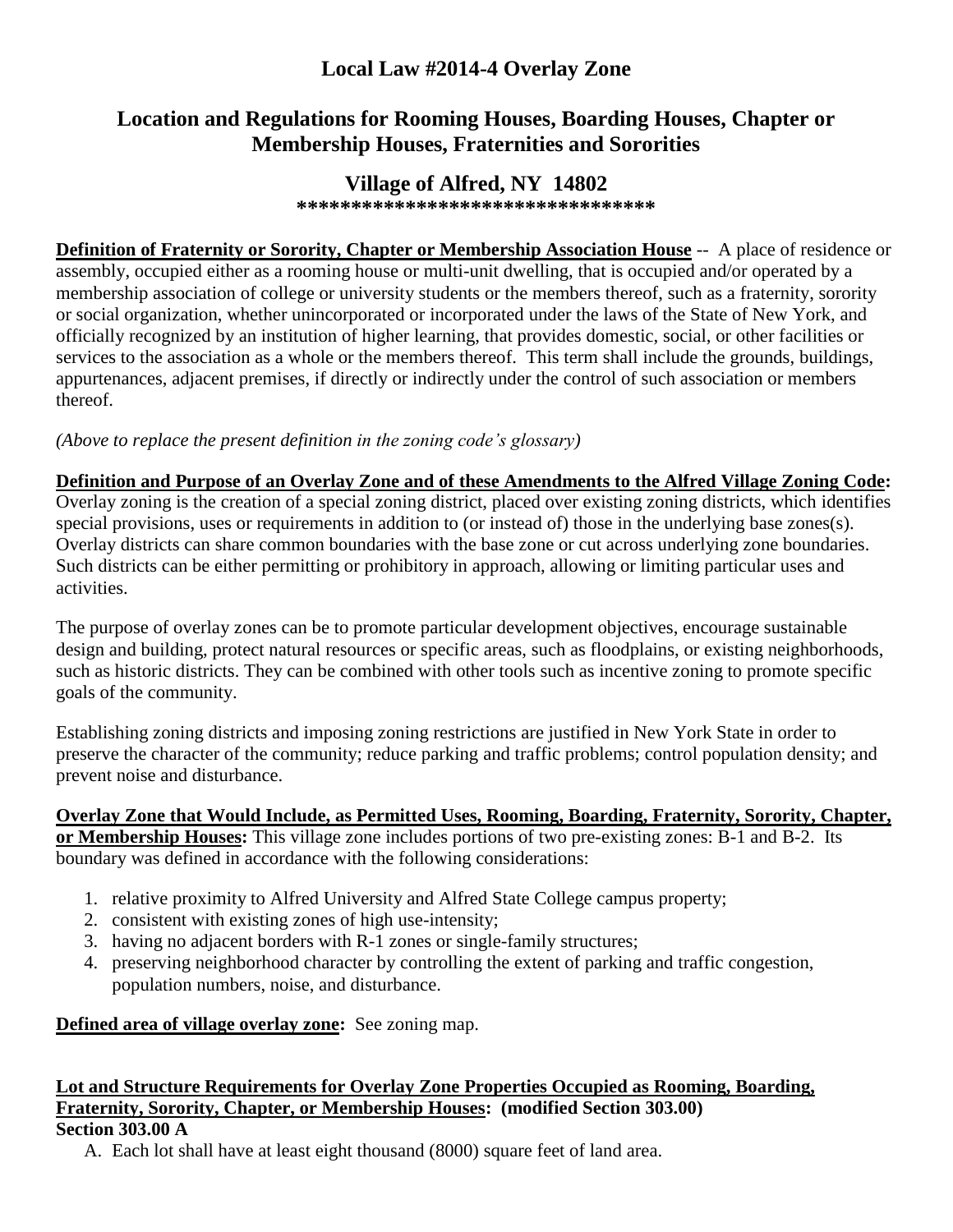# Local Law #2014-4 Overlay Zone

## Location and Regulations for Rooming Houses, Boarding Houses, Chapter or Membership Houses, Fraternities and Sororities

## Village of Alfred, NY 14802

**********************************

**Definition of Fraternity or Sorority, Chapter or Membership Association House** -- A place of residence or assembly, occupied either as a rooming house or multi-unit dwelling, that is occupied and/or operated by a membership association of college or university students or the members thereof, such as a fraternity, sorority or social organization, whether unincorporated or incorporated under the laws of the State of New York, and officially recognized by an institution of higher learning, that provides domestic, social, or other facilities or services to the association as a whole or the members thereof. This term shall include the grounds, buildings, appurtenances, adjacent premises, if directly or indirectly under the control of such association or members thereof.

*(Above to replace the present definition in the zoning code's glossary)*

**Definition and Purpose of an Overlay Zone and of these Amendments to the Alfred Village Zoning Code:** Overlay zoning is the creation of a special zoning district, placed over existing zoning districts, which identifies special provisions, uses or requirements in addition to (or instead of) those in the underlying base zones(s). Overlay districts can share common boundaries with the base zone or cut across underlying zone boundaries. Such districts can be either permitting or prohibitory in approach, allowing or limiting particular uses and activities.

The purpose of overlay zones can be to promote particular development objectives, encourage sustainable design and building, protect natural resources or specific areas, such as floodplains, or existing neighborhoods, such as historic districts. They can be combined with other tools such as incentive zoning to promote specific goals of the community.

Establishing zoning districts and imposing zoning restrictions are justified in New York State in order to preserve the character of the community; reduce parking and traffic problems; control population density; and prevent noise and disturbance.

**Overlay Zone that Would Include, as Permitted Uses, Rooming, Boarding, Fraternity, Sorority, Chapter, or Membership Houses:** This village zone includes portions of two pre-existing zones: B-1 and B-2. Its boundary was defined in accordance with the following considerations:

1. relative proximity to Alfred University and Alfred State College campus property;
2. consistent with existing zones of high use-intensity;
3. having no adjacent borders with R-1 zones or single-family structures;
4. preserving neighborhood character by controlling the extent of parking and traffic congestion, population numbers, noise, and disturbance.

**Defined area of village overlay zone:** See zoning map.

**Lot and Structure Requirements for Overlay Zone Properties Occupied as Rooming, Boarding, Fraternity, Sorority, Chapter, or Membership Houses: (modified Section 303.00)**

**Section 303.00 A**

A. Each lot shall have at least eight thousand (8000) square feet of land area.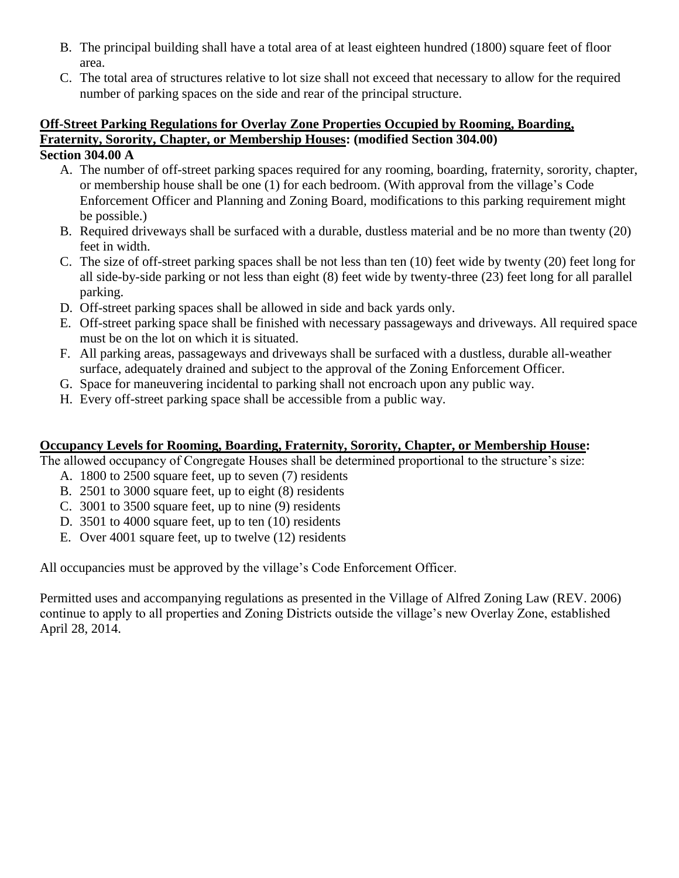B. The principal building shall have a total area of at least eighteen hundred (1800) square feet of floor area.
C. The total area of structures relative to lot size shall not exceed that necessary to allow for the required number of parking spaces on the side and rear of the principal structure.

**Off-Street Parking Regulations for Overlay Zone Properties Occupied by Rooming, Boarding, Fraternity, Sorority, Chapter, or Membership Houses: (modified Section 304.00)**
**Section 304.00 A**

A. The number of off-street parking spaces required for any rooming, boarding, fraternity, sorority, chapter, or membership house shall be one (1) for each bedroom. (With approval from the village's Code Enforcement Officer and Planning and Zoning Board, modifications to this parking requirement might be possible.)
B. Required driveways shall be surfaced with a durable, dustless material and be no more than twenty (20) feet in width.
C. The size of off-street parking spaces shall be not less than ten (10) feet wide by twenty (20) feet long for all side-by-side parking or not less than eight (8) feet wide by twenty-three (23) feet long for all parallel parking.
D. Off-street parking spaces shall be allowed in side and back yards only.
E. Off-street parking space shall be finished with necessary passageways and driveways. All required space must be on the lot on which it is situated.
F. All parking areas, passageways and driveways shall be surfaced with a dustless, durable all-weather surface, adequately drained and subject to the approval of the Zoning Enforcement Officer.
G. Space for maneuvering incidental to parking shall not encroach upon any public way.
H. Every off-street parking space shall be accessible from a public way.

**Occupancy Levels for Rooming, Boarding, Fraternity, Sorority, Chapter, or Membership House:**
The allowed occupancy of Congregate Houses shall be determined proportional to the structure's size:

A. 1800 to 2500 square feet, up to seven (7) residents
B. 2501 to 3000 square feet, up to eight (8) residents
C. 3001 to 3500 square feet, up to nine (9) residents
D. 3501 to 4000 square feet, up to ten (10) residents
E. Over 4001 square feet, up to twelve (12) residents

All occupancies must be approved by the village's Code Enforcement Officer.

Permitted uses and accompanying regulations as presented in the Village of Alfred Zoning Law (REV. 2006) continue to apply to all properties and Zoning Districts outside the village's new Overlay Zone, established April 28, 2014.